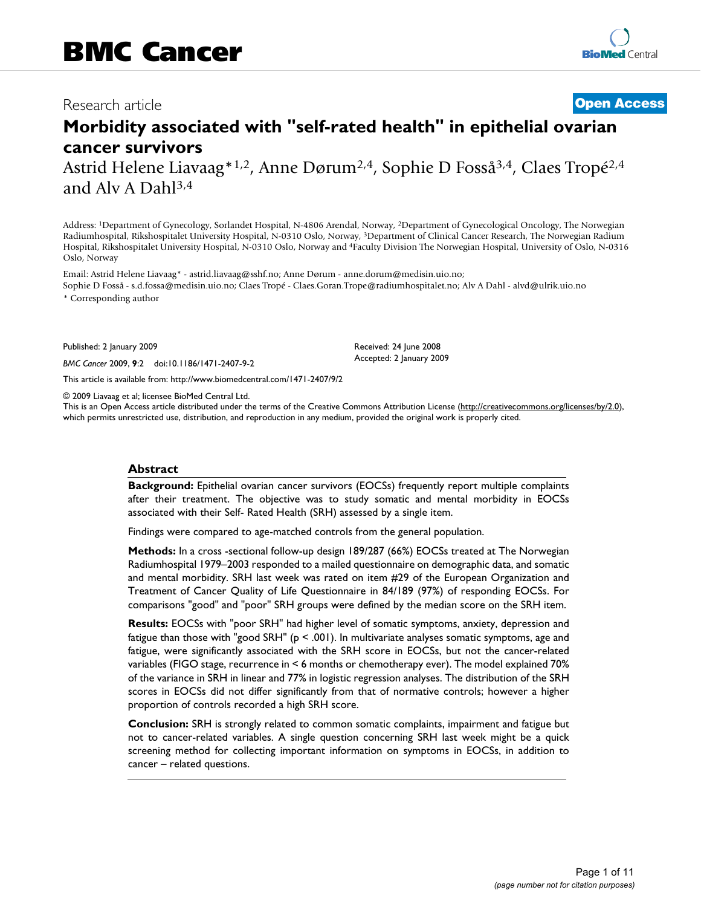BMC Cancer

Research article

**Open Access**

# Morbidity associated with "self-rated health" in epithelial ovarian cancer survivors

Astrid Helene Liavaag*[1,2], Anne Dørum[2,4], Sophie D Fosså[3,4], Claes Tropé[2,4] and Alv A Dahl[3,4]

Address: [1]Department of Gynecology, Sorlandet Hospital, N-4806 Arendal, Norway, [2]Department of Gynecological Oncology, The Norwegian Radiumhospital, Rikshospitalet University Hospital, N-0310 Oslo, Norway, [3]Department of Clinical Cancer Research, The Norwegian Radium Hospital, Rikshospitalet University Hospital, N-0310 Oslo, Norway and [4]Faculty Division The Norwegian Hospital, University of Oslo, N-0316 Oslo, Norway

Email: Astrid Helene Liavaag* - astrid.liavaag@sshf.no; Anne Dørum - anne.dorum@medisin.uio.no; Sophie D Fosså - s.d.fossa@medisin.uio.no; Claes Tropé - Claes.Goran.Trope@radiumhospitalet.no; Alv A Dahl - alvd@ulrik.uio.no

\* Corresponding author

Published: 2 January 2009

*BMC Cancer* 2009, **9**:2 doi:10.1186/1471-2407-9-2

Received: 24 June 2008
Accepted: 2 January 2009

This article is available from: http://www.biomedcentral.com/1471-2407/9/2

© 2009 Liavaag et al; licensee BioMed Central Ltd.
This is an Open Access article distributed under the terms of the Creative Commons Attribution License (http://creativecommons.org/licenses/by/2.0), which permits unrestricted use, distribution, and reproduction in any medium, provided the original work is properly cited.

## Abstract

**Background:** Epithelial ovarian cancer survivors (EOCSs) frequently report multiple complaints after their treatment. The objective was to study somatic and mental morbidity in EOCSs associated with their Self- Rated Health (SRH) assessed by a single item.

Findings were compared to age-matched controls from the general population.

**Methods:** In a cross -sectional follow-up design 189/287 (66%) EOCSs treated at The Norwegian Radiumhospital 1979–2003 responded to a mailed questionnaire on demographic data, and somatic and mental morbidity. SRH last week was rated on item #29 of the European Organization and Treatment of Cancer Quality of Life Questionnaire in 84/189 (97%) of responding EOCSs. For comparisons "good" and "poor" SRH groups were defined by the median score on the SRH item.

**Results:** EOCSs with "poor SRH" had higher level of somatic symptoms, anxiety, depression and fatigue than those with "good SRH" ($p < .001$). In multivariate analyses somatic symptoms, age and fatigue, were significantly associated with the SRH score in EOCSs, but not the cancer-related variables (FIGO stage, recurrence in < 6 months or chemotherapy ever). The model explained 70% of the variance in SRH in linear and 77% in logistic regression analyses. The distribution of the SRH scores in EOCSs did not differ significantly from that of normative controls; however a higher proportion of controls recorded a high SRH score.

**Conclusion:** SRH is strongly related to common somatic complaints, impairment and fatigue but not to cancer-related variables. A single question concerning SRH last week might be a quick screening method for collecting important information on symptoms in EOCSs, in addition to cancer – related questions.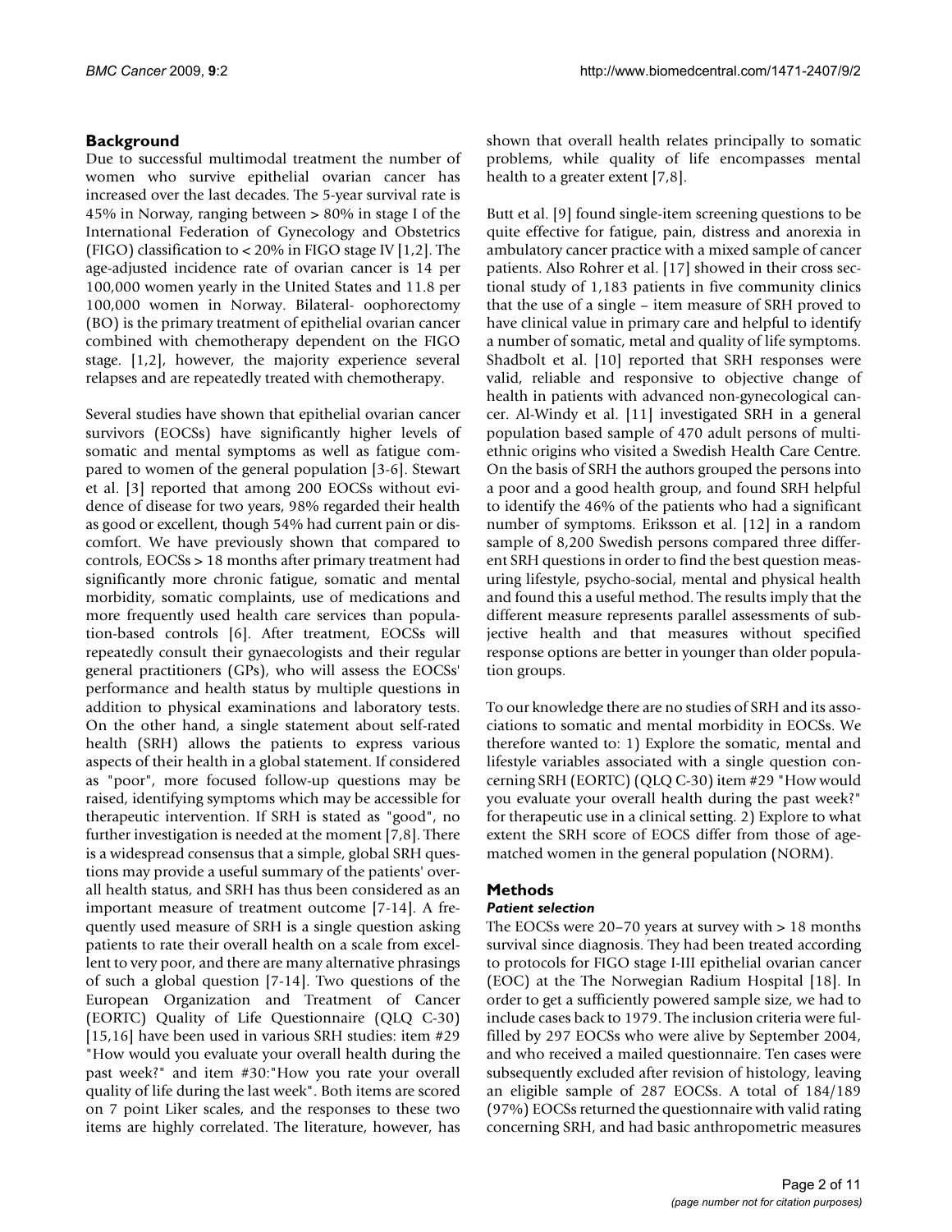## Background

Due to successful multimodal treatment the number of women who survive epithelial ovarian cancer has increased over the last decades. The 5-year survival rate is 45% in Norway, ranging between > 80% in stage I of the International Federation of Gynecology and Obstetrics (FIGO) classification to < 20% in FIGO stage IV [1,2]. The age-adjusted incidence rate of ovarian cancer is 14 per 100,000 women yearly in the United States and 11.8 per 100,000 women in Norway. Bilateral- oophorectomy (BO) is the primary treatment of epithelial ovarian cancer combined with chemotherapy dependent on the FIGO stage. [1,2], however, the majority experience several relapses and are repeatedly treated with chemotherapy.

Several studies have shown that epithelial ovarian cancer survivors (EOCSs) have significantly higher levels of somatic and mental symptoms as well as fatigue compared to women of the general population [3-6]. Stewart et al. [3] reported that among 200 EOCSs without evidence of disease for two years, 98% regarded their health as good or excellent, though 54% had current pain or discomfort. We have previously shown that compared to controls, EOCSs > 18 months after primary treatment had significantly more chronic fatigue, somatic and mental morbidity, somatic complaints, use of medications and more frequently used health care services than population-based controls [6]. After treatment, EOCSs will repeatedly consult their gynaecologists and their regular general practitioners (GPs), who will assess the EOCSs' performance and health status by multiple questions in addition to physical examinations and laboratory tests. On the other hand, a single statement about self-rated health (SRH) allows the patients to express various aspects of their health in a global statement. If considered as "poor", more focused follow-up questions may be raised, identifying symptoms which may be accessible for therapeutic intervention. If SRH is stated as "good", no further investigation is needed at the moment [7,8]. There is a widespread consensus that a simple, global SRH questions may provide a useful summary of the patients' overall health status, and SRH has thus been considered as an important measure of treatment outcome [7-14]. A frequently used measure of SRH is a single question asking patients to rate their overall health on a scale from excellent to very poor, and there are many alternative phrasings of such a global question [7-14]. Two questions of the European Organization and Treatment of Cancer (EORTC) Quality of Life Questionnaire (QLQ C-30) [15,16] have been used in various SRH studies: item #29 "How would you evaluate your overall health during the past week?" and item #30:"How you rate your overall quality of life during the last week". Both items are scored on 7 point Liker scales, and the responses to these two items are highly correlated. The literature, however, has shown that overall health relates principally to somatic problems, while quality of life encompasses mental health to a greater extent [7,8].

Butt et al. [9] found single-item screening questions to be quite effective for fatigue, pain, distress and anorexia in ambulatory cancer practice with a mixed sample of cancer patients. Also Rohrer et al. [17] showed in their cross sectional study of 1,183 patients in five community clinics that the use of a single – item measure of SRH proved to have clinical value in primary care and helpful to identify a number of somatic, metal and quality of life symptoms. Shadbolt et al. [10] reported that SRH responses were valid, reliable and responsive to objective change of health in patients with advanced non-gynecological cancer. Al-Windy et al. [11] investigated SRH in a general population based sample of 470 adult persons of multiethnic origins who visited a Swedish Health Care Centre. On the basis of SRH the authors grouped the persons into a poor and a good health group, and found SRH helpful to identify the 46% of the patients who had a significant number of symptoms. Eriksson et al. [12] in a random sample of 8,200 Swedish persons compared three different SRH questions in order to find the best question measuring lifestyle, psycho-social, mental and physical health and found this a useful method. The results imply that the different measure represents parallel assessments of subjective health and that measures without specified response options are better in younger than older population groups.

To our knowledge there are no studies of SRH and its associations to somatic and mental morbidity in EOCSs. We therefore wanted to: 1) Explore the somatic, mental and lifestyle variables associated with a single question concerning SRH (EORTC) (QLQ C-30) item #29 "How would you evaluate your overall health during the past week?" for therapeutic use in a clinical setting. 2) Explore to what extent the SRH score of EOCS differ from those of age-matched women in the general population (NORM).

## Methods

### *Patient selection*

The EOCSs were 20–70 years at survey with > 18 months survival since diagnosis. They had been treated according to protocols for FIGO stage I-III epithelial ovarian cancer (EOC) at the The Norwegian Radium Hospital [18]. In order to get a sufficiently powered sample size, we had to include cases back to 1979. The inclusion criteria were fulfilled by 297 EOCSs who were alive by September 2004, and who received a mailed questionnaire. Ten cases were subsequently excluded after revision of histology, leaving an eligible sample of 287 EOCSs. A total of 184/189 (97%) EOCSs returned the questionnaire with valid rating concerning SRH, and had basic anthropometric measures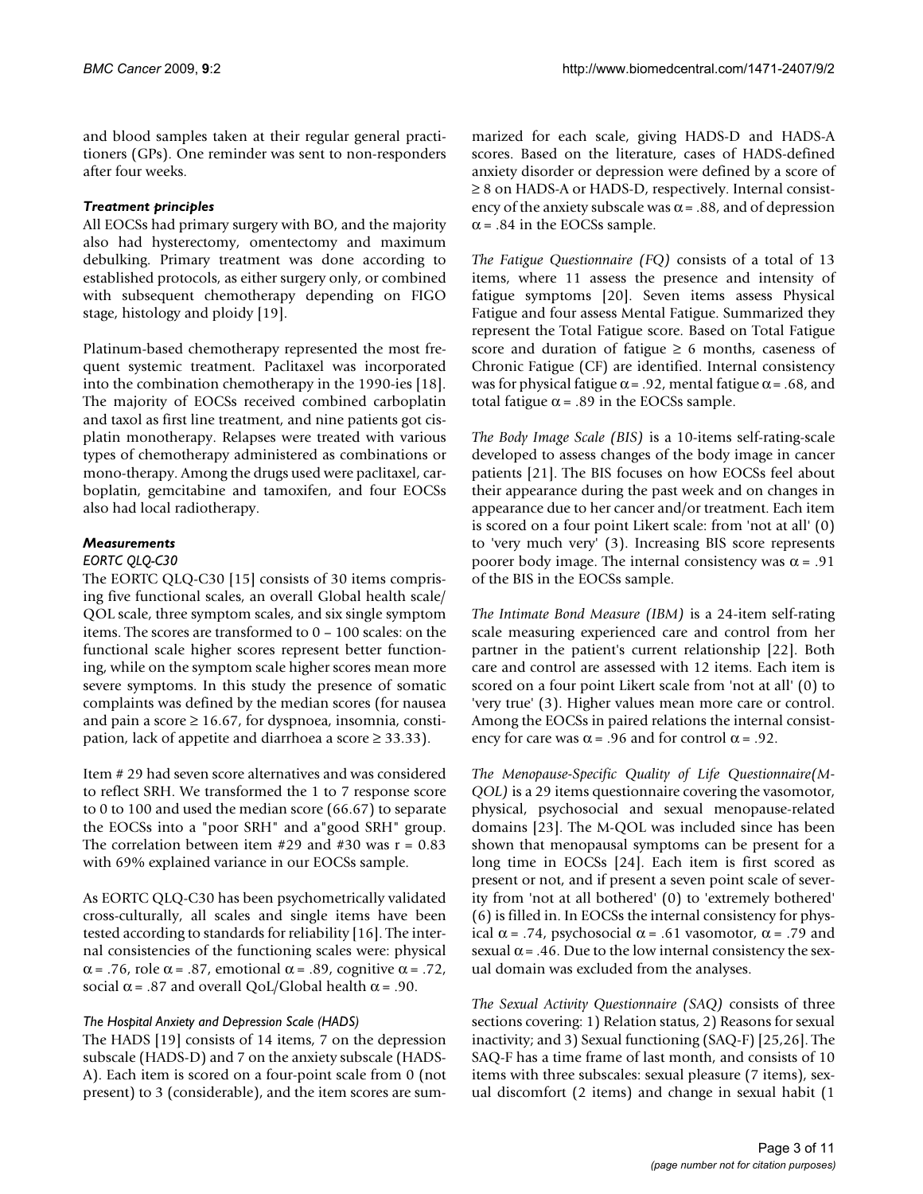and blood samples taken at their regular general practitioners (GPs). One reminder was sent to non-responders after four weeks.

### *Treatment principles*

All EOCSs had primary surgery with BO, and the majority also had hysterectomy, omentectomy and maximum debulking. Primary treatment was done according to established protocols, as either surgery only, or combined with subsequent chemotherapy depending on FIGO stage, histology and ploidy [19].

Platinum-based chemotherapy represented the most frequent systemic treatment. Paclitaxel was incorporated into the combination chemotherapy in the 1990-ies [18]. The majority of EOCSs received combined carboplatin and taxol as first line treatment, and nine patients got cisplatin monotherapy. Relapses were treated with various types of chemotherapy administered as combinations or mono-therapy. Among the drugs used were paclitaxel, carboplatin, gemcitabine and tamoxifen, and four EOCSs also had local radiotherapy.

### *Measurements*

#### *EORTC QLQ-C30*

The EORTC QLQ-C30 [15] consists of 30 items comprising five functional scales, an overall Global health scale/QOL scale, three symptom scales, and six single symptom items. The scores are transformed to 0 – 100 scales: on the functional scale higher scores represent better functioning, while on the symptom scale higher scores mean more severe symptoms. In this study the presence of somatic complaints was defined by the median scores (for nausea and pain a score ≥ 16.67, for dyspnoea, insomnia, constipation, lack of appetite and diarrhoea a score ≥ 33.33).

Item # 29 had seven score alternatives and was considered to reflect SRH. We transformed the 1 to 7 response score to 0 to 100 and used the median score (66.67) to separate the EOCSs into a "poor SRH" and a"good SRH" group. The correlation between item #29 and #30 was r = 0.83 with 69% explained variance in our EOCSs sample.

As EORTC QLQ-C30 has been psychometrically validated cross-culturally, all scales and single items have been tested according to standards for reliability [16]. The internal consistencies of the functioning scales were: physical $\alpha = .76$, role $\alpha = .87$, emotional $\alpha = .89$, cognitive $\alpha = .72$, social $\alpha = .87$ and overall QoL/Global health $\alpha = .90$.

#### *The Hospital Anxiety and Depression Scale (HADS)*

The HADS [19] consists of 14 items, 7 on the depression subscale (HADS-D) and 7 on the anxiety subscale (HADS-A). Each item is scored on a four-point scale from 0 (not present) to 3 (considerable), and the item scores are summarized for each scale, giving HADS-D and HADS-A scores. Based on the literature, cases of HADS-defined anxiety disorder or depression were defined by a score of ≥ 8 on HADS-A or HADS-D, respectively. Internal consistency of the anxiety subscale was $\alpha = .88$, and of depression $\alpha = .84$ in the EOCSs sample.

*The Fatigue Questionnaire (FQ)* consists of a total of 13 items, where 11 assess the presence and intensity of fatigue symptoms [20]. Seven items assess Physical Fatigue and four assess Mental Fatigue. Summarized they represent the Total Fatigue score. Based on Total Fatigue score and duration of fatigue ≥ 6 months, caseness of Chronic Fatigue (CF) are identified. Internal consistency was for physical fatigue $\alpha = .92$, mental fatigue $\alpha = .68$, and total fatigue $\alpha = .89$ in the EOCSs sample.

*The Body Image Scale (BIS)* is a 10-items self-rating-scale developed to assess changes of the body image in cancer patients [21]. The BIS focuses on how EOCSs feel about their appearance during the past week and on changes in appearance due to her cancer and/or treatment. Each item is scored on a four point Likert scale: from 'not at all' (0) to 'very much very' (3). Increasing BIS score represents poorer body image. The internal consistency was $\alpha = .91$ of the BIS in the EOCSs sample.

*The Intimate Bond Measure (IBM)* is a 24-item self-rating scale measuring experienced care and control from her partner in the patient's current relationship [22]. Both care and control are assessed with 12 items. Each item is scored on a four point Likert scale from 'not at all' (0) to 'very true' (3). Higher values mean more care or control. Among the EOCSs in paired relations the internal consistency for care was $\alpha = .96$ and for control $\alpha = .92$.

*The Menopause-Specific Quality of Life Questionnaire(M-QOL)* is a 29 items questionnaire covering the vasomotor, physical, psychosocial and sexual menopause-related domains [23]. The M-QOL was included since has been shown that menopausal symptoms can be present for a long time in EOCSs [24]. Each item is first scored as present or not, and if present a seven point scale of severity from 'not at all bothered' (0) to 'extremely bothered' (6) is filled in. In EOCSs the internal consistency for physical $\alpha = .74$, psychosocial $\alpha = .61$ vasomotor, $\alpha = .79$ and sexual $\alpha = .46$. Due to the low internal consistency the sexual domain was excluded from the analyses.

*The Sexual Activity Questionnaire (SAQ)* consists of three sections covering: 1) Relation status, 2) Reasons for sexual inactivity; and 3) Sexual functioning (SAQ-F) [25,26]. The SAQ-F has a time frame of last month, and consists of 10 items with three subscales: sexual pleasure (7 items), sexual discomfort (2 items) and change in sexual habit (1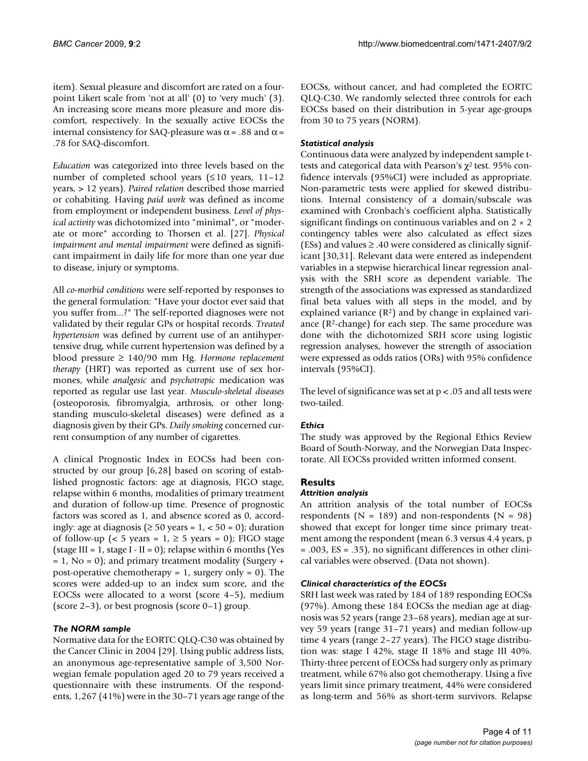item). Sexual pleasure and discomfort are rated on a four-point Likert scale from 'not at all' (0) to 'very much' (3). An increasing score means more pleasure and more discomfort, respectively. In the sexually active EOCSs the internal consistency for SAQ-pleasure was $\alpha = .88$ and $\alpha = .78$ for SAQ-discomfort.

*Education* was categorized into three levels based on the number of completed school years (≤10 years, 11–12 years, > 12 years). *Paired relation* described those married or cohabiting. Having *paid work* was defined as income from employment or independent business. *Level of physical activity* was dichotomized into "minimal", or "moderate or more" according to Thorsen et al. [27]. *Physical impairment and mental impairment* were defined as significant impairment in daily life for more than one year due to disease, injury or symptoms.

All *co-morbid conditions* were self-reported by responses to the general formulation: "Have your doctor ever said that you suffer from...?" The self-reported diagnoses were not validated by their regular GPs or hospital records. *Treated hypertension* was defined by current use of an antihypertensive drug, while current hypertension was defined by a blood pressure ≥ 140/90 mm Hg. *Hormone replacement therapy* (HRT) was reported as current use of sex hormones, while *analgesic* and *psychotropic* medication was reported as regular use last year. *Musculo-skeletal diseases* (osteoporosis, fibromyalgia, arthrosis, or other long-standing musculo-skeletal diseases) were defined as a diagnosis given by their GPs. *Daily smoking* concerned current consumption of any number of cigarettes.

A clinical Prognostic Index in EOCSs had been constructed by our group [6,28] based on scoring of established prognostic factors: age at diagnosis, FIGO stage, relapse within 6 months, modalities of primary treatment and duration of follow-up time. Presence of prognostic factors was scored as 1, and absence scored as 0, accordingly: age at diagnosis (≥ 50 years = 1, < 50 = 0); duration of follow-up (< 5 years = 1, ≥ 5 years = 0); FIGO stage (stage III = 1, stage I - II = 0); relapse within 6 months (Yes = 1, No = 0); and primary treatment modality (Surgery + post-operative chemotherapy = 1, surgery only = 0). The scores were added-up to an index sum score, and the EOCSs were allocated to a worst (score 4–5), medium (score 2–3), or best prognosis (score 0–1) group.

### The NORM sample

Normative data for the EORTC QLQ-C30 was obtained by the Cancer Clinic in 2004 [29]. Using public address lists, an anonymous age-representative sample of 3,500 Norwegian female population aged 20 to 79 years received a questionnaire with these instruments. Of the respondents, 1,267 (41%) were in the 30–71 years age range of the EOCSs, without cancer, and had completed the EORTC QLQ-C30. We randomly selected three controls for each EOCSs based on their distribution in 5-year age-groups from 30 to 75 years (NORM).

### Statistical analysis

Continuous data were analyzed by independent sample t-tests and categorical data with Pearson's $\chi^2$ test. 95% confidence intervals (95%CI) were included as appropriate. Non-parametric tests were applied for skewed distributions. Internal consistency of a domain/subscale was examined with Cronbach's coefficient alpha. Statistically significant findings on continuous variables and on 2 × 2 contingency tables were also calculated as effect sizes (ESs) and values ≥ .40 were considered as clinically significant [30,31]. Relevant data were entered as independent variables in a stepwise hierarchical linear regression analysis with the SRH score as dependent variable. The strength of the associations was expressed as standardized final beta values with all steps in the model, and by explained variance ($R^2$) and by change in explained variance ($R^2$-change) for each step. The same procedure was done with the dichotomized SRH score using logistic regression analyses, however the strength of association were expressed as odds ratios (ORs) with 95% confidence intervals (95%CI).

The level of significance was set at $p < .05$ and all tests were two-tailed.

### Ethics

The study was approved by the Regional Ethics Review Board of South-Norway, and the Norwegian Data Inspectorate. All EOCSs provided written informed consent.

## Results

### Attrition analysis

An attrition analysis of the total number of EOCSs respondents (N = 189) and non-respondents (N = 98) showed that except for longer time since primary treatment among the respondent (mean 6.3 versus 4.4 years, p = .003, ES = .35), no significant differences in other clinical variables were observed. (Data not shown).

### Clinical characteristics of the EOCSs

SRH last week was rated by 184 of 189 responding EOCSs (97%). Among these 184 EOCSs the median age at diagnosis was 52 years (range 23–68 years), median age at survey 59 years (range 31–71 years) and median follow-up time 4 years (range 2–27 years). The FIGO stage distribution was: stage I 42%, stage II 18% and stage III 40%. Thirty-three percent of EOCSs had surgery only as primary treatment, while 67% also got chemotherapy. Using a five years limit since primary treatment, 44% were considered as long-term and 56% as short-term survivors. Relapse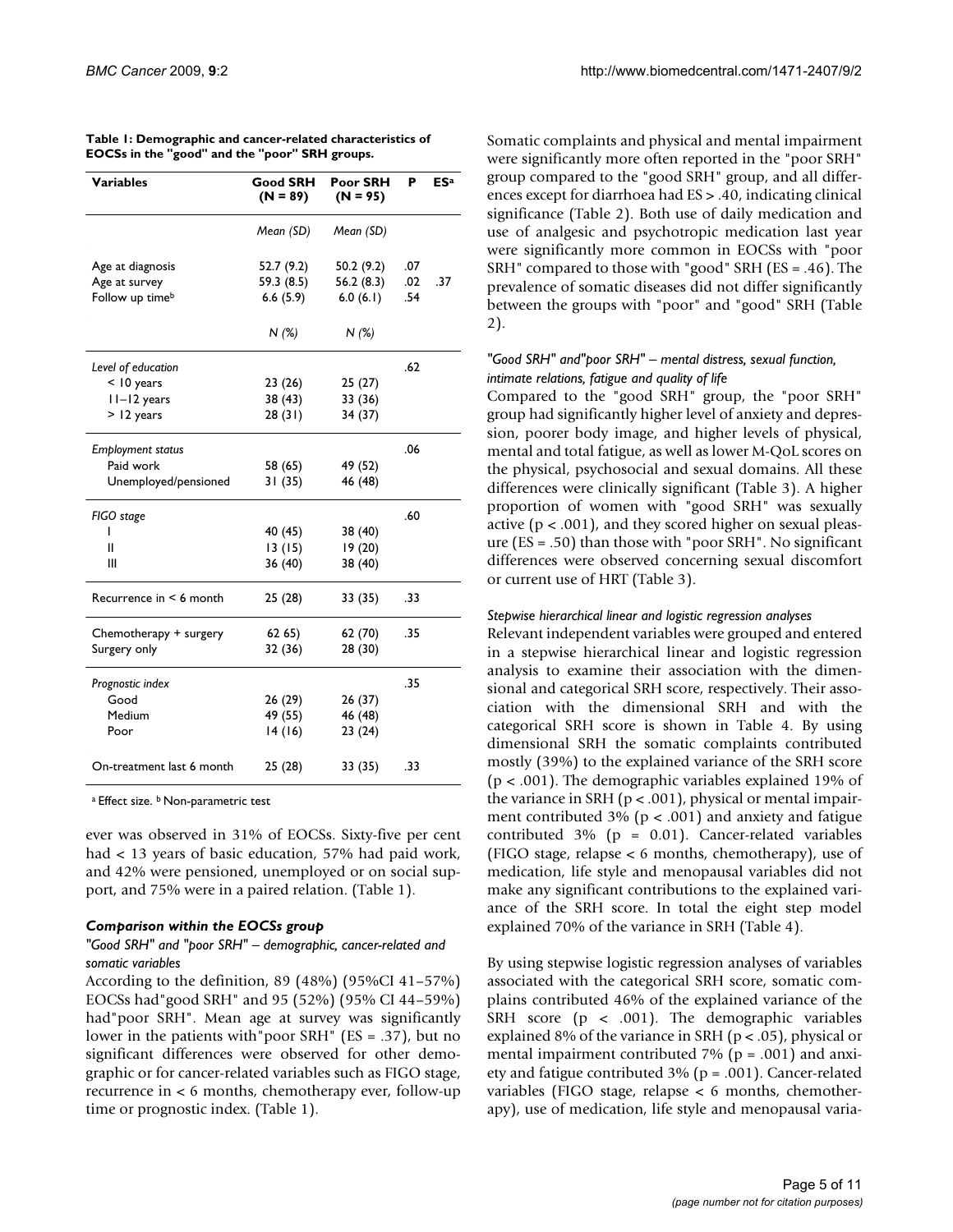**Table 1: Demographic and cancer-related characteristics of EOCSs in the "good" and the "poor" SRH groups.**

| Variables | Good SRH (N = 89) | Poor SRH (N = 95) | P | ES[a] |
|---|---|---|---|---|
| | *Mean (SD)* | *Mean (SD)* | | |
| Age at diagnosis | 52.7 (9.2) | 50.2 (9.2) | .07 | |
| Age at survey | 59.3 (8.5) | 56.2 (8.3) | .02 | .37 |
| Follow up time[b] | 6.6 (5.9) | 6.0 (6.1) | .54 | |
| | *N (%)* | *N (%)* | | |
| *Level of education* | | | .62 | |
| < 10 years | 23 (26) | 25 (27) | | |
| 11–12 years | 38 (43) | 33 (36) | | |
| > 12 years | 28 (31) | 34 (37) | | |
| *Employment status* | | | .06 | |
| Paid work | 58 (65) | 49 (52) | | |
| Unemployed/pensioned | 31 (35) | 46 (48) | | |
| *FIGO stage* | | | .60 | |
| I | 40 (45) | 38 (40) | | |
| II | 13 (15) | 19 (20) | | |
| III | 36 (40) | 38 (40) | | |
| Recurrence in < 6 month | 25 (28) | 33 (35) | .33 | |
| Chemotherapy + surgery | 62 65) | 62 (70) | .35 | |
| Surgery only | 32 (36) | 28 (30) | | |
| *Prognostic index* | | | .35 | |
| Good | 26 (29) | 26 (37) | | |
| Medium | 49 (55) | 46 (48) | | |
| Poor | 14 (16) | 23 (24) | | |
| On-treatment last 6 month | 25 (28) | 33 (35) | .33 | |

[a] Effect size. [b] Non-parametric test

ever was observed in 31% of EOCSs. Sixty-five per cent had < 13 years of basic education, 57% had paid work, and 42% were pensioned, unemployed or on social support, and 75% were in a paired relation. (Table 1).

### Comparison within the EOCSs group

#### *"Good SRH" and "poor SRH" – demographic, cancer-related and somatic variables*

According to the definition, 89 (48%) (95%CI 41–57%) EOCSs had"good SRH" and 95 (52%) (95% CI 44–59%) had"poor SRH". Mean age at survey was significantly lower in the patients with"poor SRH" (ES = .37), but no significant differences were observed for other demographic or for cancer-related variables such as FIGO stage, recurrence in < 6 months, chemotherapy ever, follow-up time or prognostic index. (Table 1).

Somatic complaints and physical and mental impairment were significantly more often reported in the "poor SRH" group compared to the "good SRH" group, and all differences except for diarrhoea had ES > .40, indicating clinical significance (Table 2). Both use of daily medication and use of analgesic and psychotropic medication last year were significantly more common in EOCSs with "poor SRH" compared to those with "good" SRH (ES = .46). The prevalence of somatic diseases did not differ significantly between the groups with "poor" and "good" SRH (Table 2).

#### *"Good SRH" and"poor SRH" – mental distress, sexual function, intimate relations, fatigue and quality of life*

Compared to the "good SRH" group, the "poor SRH" group had significantly higher level of anxiety and depression, poorer body image, and higher levels of physical, mental and total fatigue, as well as lower M-QoL scores on the physical, psychosocial and sexual domains. All these differences were clinically significant (Table 3). A higher proportion of women with "good SRH" was sexually active ($p < .001$), and they scored higher on sexual pleasure (ES = .50) than those with "poor SRH". No significant differences were observed concerning sexual discomfort or current use of HRT (Table 3).

#### *Stepwise hierarchical linear and logistic regression analyses*

Relevant independent variables were grouped and entered in a stepwise hierarchical linear and logistic regression analysis to examine their association with the dimensional and categorical SRH score, respectively. Their association with the dimensional SRH and with the categorical SRH score is shown in Table 4. By using dimensional SRH the somatic complaints contributed mostly (39%) to the explained variance of the SRH score ($p < .001$). The demographic variables explained 19% of the variance in SRH ($p < .001$), physical or mental impairment contributed 3% ($p < .001$) and anxiety and fatigue contributed 3% ($p = 0.01$). Cancer-related variables (FIGO stage, relapse < 6 months, chemotherapy), use of medication, life style and menopausal variables did not make any significant contributions to the explained variance of the SRH score. In total the eight step model explained 70% of the variance in SRH (Table 4).

By using stepwise logistic regression analyses of variables associated with the categorical SRH score, somatic complains contributed 46% of the explained variance of the SRH score ($p < .001$). The demographic variables explained 8% of the variance in SRH ($p < .05$), physical or mental impairment contributed 7% ($p = .001$) and anxiety and fatigue contributed 3% ($p = .001$). Cancer-related variables (FIGO stage, relapse < 6 months, chemotherapy), use of medication, life style and menopausal varia-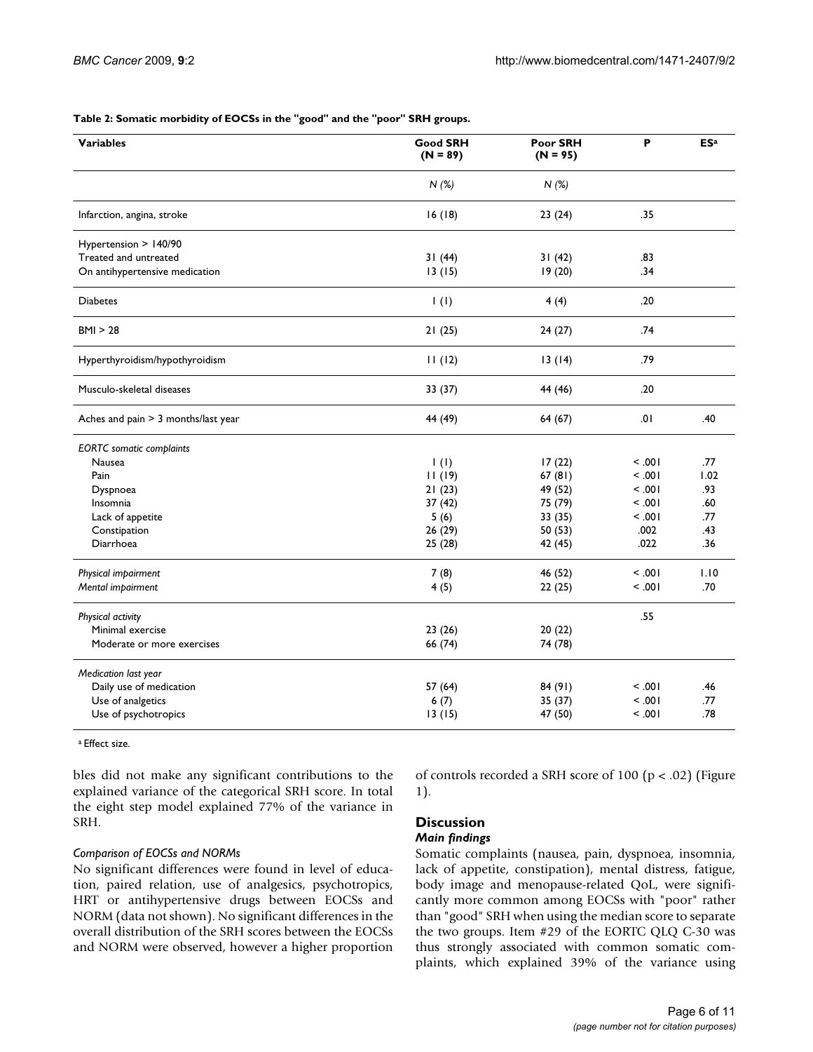**Table 2: Somatic morbidity of EOCSs in the "good" and the "poor" SRH groups.**

| Variables | Good SRH (N = 89) | Poor SRH (N = 95) | P | ES[a] |
|---|---|---|---|---|
| | N (%) | N (%) | | |
| Infarction, angina, stroke | 16 (18) | 23 (24) | .35 | |
| Hypertension > 140/90 | | | | |
| Treated and untreated | 31 (44) | 31 (42) | .83 | |
| On antihypertensive medication | 13 (15) | 19 (20) | .34 | |
| Diabetes | 1 (1) | 4 (4) | .20 | |
| BMI > 28 | 21 (25) | 24 (27) | .74 | |
| Hyperthyroidism/hypothyroidism | 11 (12) | 13 (14) | .79 | |
| Musculo-skeletal diseases | 33 (37) | 44 (46) | .20 | |
| Aches and pain > 3 months/last year | 44 (49) | 64 (67) | .01 | .40 |
| *EORTC somatic complaints* | | | | |
| Nausea | 1 (1) | 17 (22) | < .001 | .77 |
| Pain | 11 (19) | 67 (81) | < .001 | 1.02 |
| Dyspnoea | 21 (23) | 49 (52) | < .001 | .93 |
| Insomnia | 37 (42) | 75 (79) | < .001 | .60 |
| Lack of appetite | 5 (6) | 33 (35) | < .001 | .77 |
| Constipation | 26 (29) | 50 (53) | .002 | .43 |
| Diarrhoea | 25 (28) | 42 (45) | .022 | .36 |
| *Physical impairment* | 7 (8) | 46 (52) | < .001 | 1.10 |
| *Mental impairment* | 4 (5) | 22 (25) | < .001 | .70 |
| *Physical activity* | | | .55 | |
| Minimal exercise | 23 (26) | 20 (22) | | |
| Moderate or more exercises | 66 (74) | 74 (78) | | |
| *Medication last year* | | | | |
| Daily use of medication | 57 (64) | 84 (91) | < .001 | .46 |
| Use of analgetics | 6 (7) | 35 (37) | < .001 | .77 |
| Use of psychotropics | 13 (15) | 47 (50) | < .001 | .78 |

[a] Effect size.

bles did not make any significant contributions to the explained variance of the categorical SRH score. In total the eight step model explained 77% of the variance in SRH.

*Comparison of EOCSs and NORMs*

No significant differences were found in level of education, paired relation, use of analgesics, psychotropics, HRT or antihypertensive drugs between EOCSs and NORM (data not shown). No significant differences in the overall distribution of the SRH scores between the EOCSs and NORM were observed, however a higher proportion of controls recorded a SRH score of 100 ($p < .02$) (Figure 1).

## Discussion

### *Main findings*

Somatic complaints (nausea, pain, dyspnoea, insomnia, lack of appetite, constipation), mental distress, fatigue, body image and menopause-related QoL, were significantly more common among EOCSs with "poor" rather than "good" SRH when using the median score to separate the two groups. Item #29 of the EORTC QLQ C-30 was thus strongly associated with common somatic complaints, which explained 39% of the variance using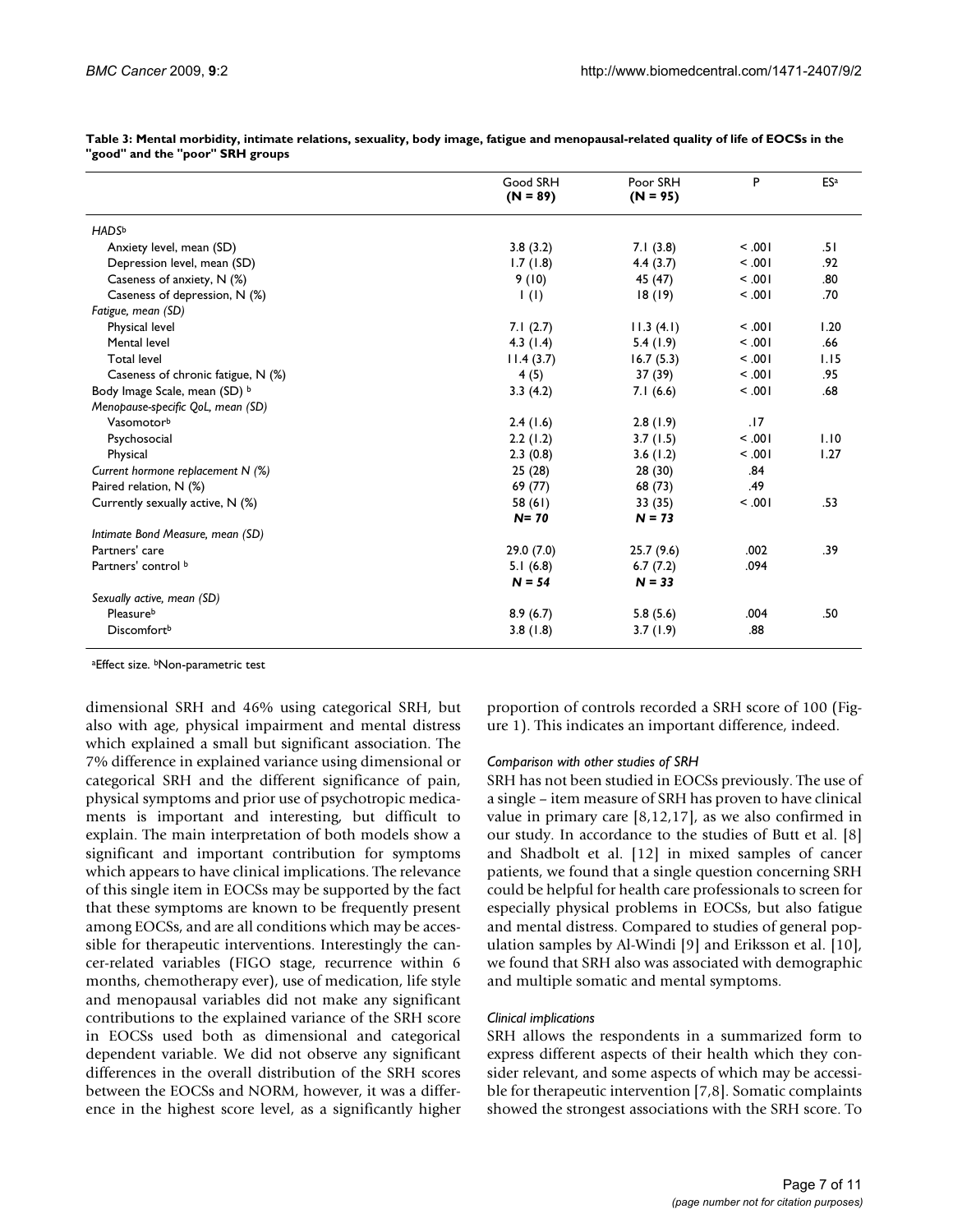**Table 3: Mental morbidity, intimate relations, sexuality, body image, fatigue and menopausal-related quality of life of EOCSs in the "good" and the "poor" SRH groups**

| | Good SRH (N = 89) | Poor SRH (N = 95) | P | ES[a] |
|---|---|---|---|---|
| *HADS*[b] | | | | |
| Anxiety level, mean (SD) | 3.8 (3.2) | 7.1 (3.8) | < .001 | .51 |
| Depression level, mean (SD) | 1.7 (1.8) | 4.4 (3.7) | < .001 | .92 |
| Caseness of anxiety, N (%) | 9 (10) | 45 (47) | < .001 | .80 |
| Caseness of depression, N (%) | 1 (1) | 18 (19) | < .001 | .70 |
| *Fatigue, mean (SD)* | | | | |
| Physical level | 7.1 (2.7) | 11.3 (4.1) | < .001 | 1.20 |
| Mental level | 4.3 (1.4) | 5.4 (1.9) | < .001 | .66 |
| Total level | 11.4 (3.7) | 16.7 (5.3) | < .001 | 1.15 |
| Caseness of chronic fatigue, N (%) | 4 (5) | 37 (39) | < .001 | .95 |
| Body Image Scale, mean (SD) [b] | 3.3 (4.2) | 7.1 (6.6) | < .001 | .68 |
| *Menopause-specific QoL, mean (SD)* | | | | |
| Vasomotor[b] | 2.4 (1.6) | 2.8 (1.9) | .17 | |
| Psychosocial | 2.2 (1.2) | 3.7 (1.5) | < .001 | 1.10 |
| Physical | 2.3 (0.8) | 3.6 (1.2) | < .001 | 1.27 |
| *Current hormone replacement N (%)* | 25 (28) | 28 (30) | .84 | |
| Paired relation, N (%) | 69 (77) | 68 (73) | .49 | |
| Currently sexually active, N (%) | 58 (61) | 33 (35) | < .001 | .53 |
| | ***N* = 70** | ***N* = 73** | | |
| *Intimate Bond Measure, mean (SD)* | | | | |
| Partners' care | 29.0 (7.0) | 25.7 (9.6) | .002 | .39 |
| Partners' control [b] | 5.1 (6.8) | 6.7 (7.2) | .094 | |
| | ***N* = 54** | ***N* = 33** | | |
| *Sexually active, mean (SD)* | | | | |
| Pleasure[b] | 8.9 (6.7) | 5.8 (5.6) | .004 | .50 |
| Discomfort[b] | 3.8 (1.8) | 3.7 (1.9) | .88 | |

[a]Effect size. [b]Non-parametric test

dimensional SRH and 46% using categorical SRH, but also with age, physical impairment and mental distress which explained a small but significant association. The 7% difference in explained variance using dimensional or categorical SRH and the different significance of pain, physical symptoms and prior use of psychotropic medicaments is important and interesting, but difficult to explain. The main interpretation of both models show a significant and important contribution for symptoms which appears to have clinical implications. The relevance of this single item in EOCSs may be supported by the fact that these symptoms are known to be frequently present among EOCSs, and are all conditions which may be accessible for therapeutic interventions. Interestingly the cancer-related variables (FIGO stage, recurrence within 6 months, chemotherapy ever), use of medication, life style and menopausal variables did not make any significant contributions to the explained variance of the SRH score in EOCSs used both as dimensional and categorical dependent variable. We did not observe any significant differences in the overall distribution of the SRH scores between the EOCSs and NORM, however, it was a difference in the highest score level, as a significantly higher proportion of controls recorded a SRH score of 100 (Figure 1). This indicates an important difference, indeed.

#### *Comparison with other studies of SRH*

SRH has not been studied in EOCSs previously. The use of a single – item measure of SRH has proven to have clinical value in primary care [8,12,17], as we also confirmed in our study. In accordance to the studies of Butt et al. [8] and Shadbolt et al. [12] in mixed samples of cancer patients, we found that a single question concerning SRH could be helpful for health care professionals to screen for especially physical problems in EOCSs, but also fatigue and mental distress. Compared to studies of general population samples by Al-Windi [9] and Eriksson et al. [10], we found that SRH also was associated with demographic and multiple somatic and mental symptoms.

#### *Clinical implications*

SRH allows the respondents in a summarized form to express different aspects of their health which they consider relevant, and some aspects of which may be accessible for therapeutic intervention [7,8]. Somatic complaints showed the strongest associations with the SRH score. To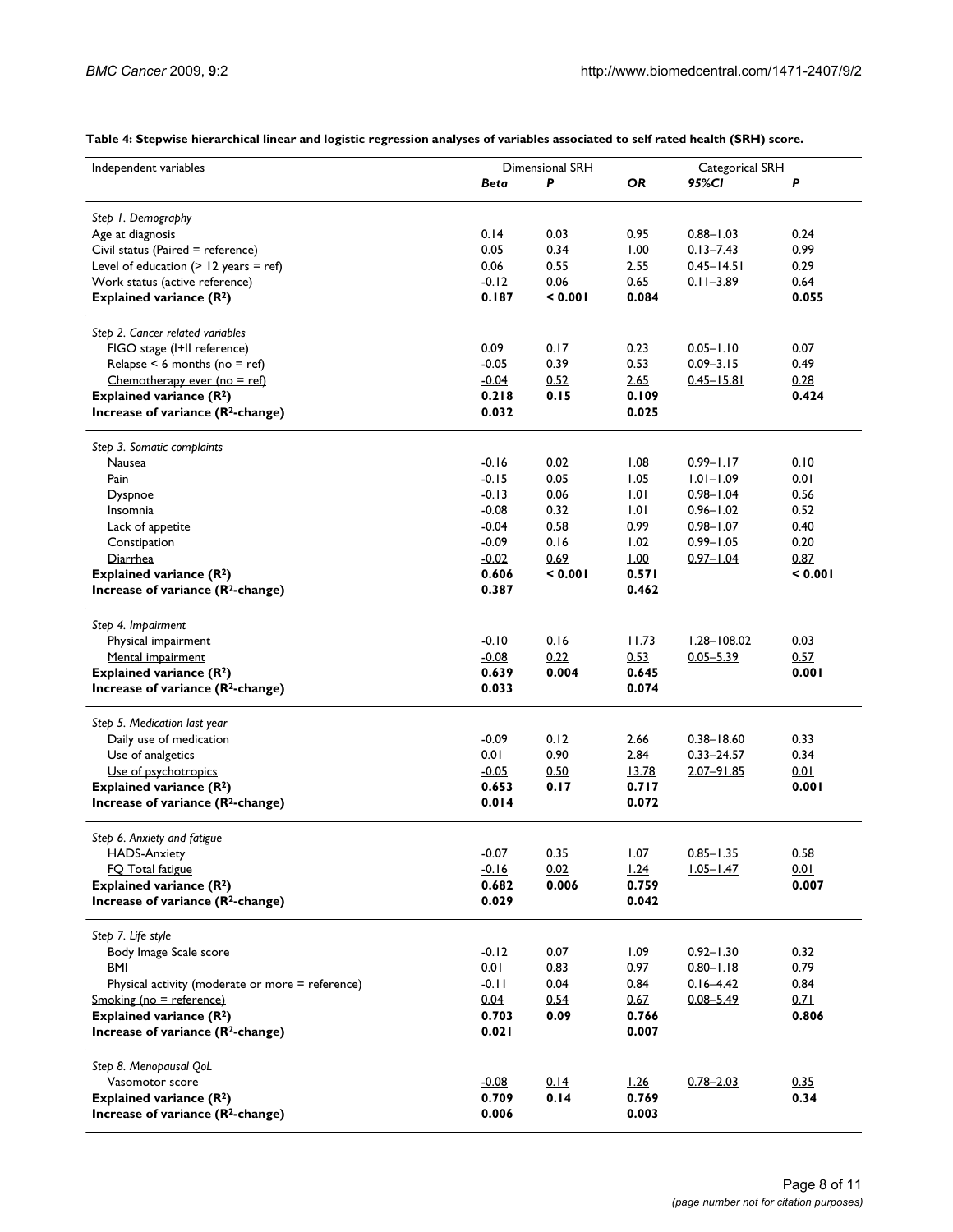**Table 4: Stepwise hierarchical linear and logistic regression analyses of variables associated to self rated health (SRH) score.**

| Independent variables | Dimensional SRH | | Categorical SRH | | |
|---|---|---|---|---|---|
| | ***Beta*** | ***P*** | ***OR*** | ***95%CI*** | ***P*** |
| *Step 1. Demography* | | | | | |
| Age at diagnosis | 0.14 | 0.03 | 0.95 | 0.88–1.03 | 0.24 |
| Civil status (Paired = reference) | 0.05 | 0.34 | 1.00 | 0.13–7.43 | 0.99 |
| Level of education (> 12 years = ref) | 0.06 | 0.55 | 2.55 | 0.45–14.51 | 0.29 |
| Work status (active reference) | -0.12 | 0.06 | 0.65 | 0.11–3.89 | 0.64 |
| **Explained variance ($R^2$)** | **0.187** | **< 0.001** | **0.084** | | **0.055** |
| *Step 2. Cancer related variables* | | | | | |
| FIGO stage (I+II reference) | 0.09 | 0.17 | 0.23 | 0.05–1.10 | 0.07 |
| Relapse < 6 months (no = ref) | -0.05 | 0.39 | 0.53 | 0.09–3.15 | 0.49 |
| Chemotherapy ever (no = ref) | -0.04 | 0.52 | 2.65 | 0.45–15.81 | 0.28 |
| **Explained variance ($R^2$)** | **0.218** | **0.15** | **0.109** | | **0.424** |
| **Increase of variance ($R^2$-change)** | **0.032** | | **0.025** | | |
| *Step 3. Somatic complaints* | | | | | |
| Nausea | -0.16 | 0.02 | 1.08 | 0.99–1.17 | 0.10 |
| Pain | -0.15 | 0.05 | 1.05 | 1.01–1.09 | 0.01 |
| Dyspnoe | -0.13 | 0.06 | 1.01 | 0.98–1.04 | 0.56 |
| Insomnia | -0.08 | 0.32 | 1.01 | 0.96–1.02 | 0.52 |
| Lack of appetite | -0.04 | 0.58 | 0.99 | 0.98–1.07 | 0.40 |
| Constipation | -0.09 | 0.16 | 1.02 | 0.99–1.05 | 0.20 |
| Diarrhea | -0.02 | 0.69 | 1.00 | 0.97–1.04 | 0.87 |
| **Explained variance ($R^2$)** | **0.606** | **< 0.001** | **0.571** | | **< 0.001** |
| **Increase of variance ($R^2$-change)** | **0.387** | | **0.462** | | |
| *Step 4. Impairment* | | | | | |
| Physical impairment | -0.10 | 0.16 | 11.73 | 1.28–108.02 | 0.03 |
| Mental impairment | -0.08 | 0.22 | 0.53 | 0.05–5.39 | 0.57 |
| **Explained variance ($R^2$)** | **0.639** | **0.004** | **0.645** | | **0.001** |
| **Increase of variance ($R^2$-change)** | **0.033** | | **0.074** | | |
| *Step 5. Medication last year* | | | | | |
| Daily use of medication | -0.09 | 0.12 | 2.66 | 0.38–18.60 | 0.33 |
| Use of analgetics | 0.01 | 0.90 | 2.84 | 0.33–24.57 | 0.34 |
| Use of psychotropics | -0.05 | 0.50 | 13.78 | 2.07–91.85 | 0.01 |
| **Explained variance ($R^2$)** | **0.653** | **0.17** | **0.717** | | **0.001** |
| **Increase of variance ($R^2$-change)** | **0.014** | | **0.072** | | |
| *Step 6. Anxiety and fatigue* | | | | | |
| HADS-Anxiety | -0.07 | 0.35 | 1.07 | 0.85–1.35 | 0.58 |
| FQ Total fatigue | -0.16 | 0.02 | 1.24 | 1.05–1.47 | 0.01 |
| **Explained variance ($R^2$)** | **0.682** | **0.006** | **0.759** | | **0.007** |
| **Increase of variance ($R^2$-change)** | **0.029** | | **0.042** | | |
| *Step 7. Life style* | | | | | |
| Body Image Scale score | -0.12 | 0.07 | 1.09 | 0.92–1.30 | 0.32 |
| BMI | 0.01 | 0.83 | 0.97 | 0.80–1.18 | 0.79 |
| Physical activity (moderate or more = reference) | -0.11 | 0.04 | 0.84 | 0.16–4.42 | 0.84 |
| Smoking (no = reference) | 0.04 | 0.54 | 0.67 | 0.08–5.49 | 0.71 |
| **Explained variance ($R^2$)** | **0.703** | **0.09** | **0.766** | | **0.806** |
| **Increase of variance ($R^2$-change)** | **0.021** | | **0.007** | | |
| *Step 8. Menopausal QoL* | | | | | |
| Vasomotor score | -0.08 | 0.14 | 1.26 | 0.78–2.03 | 0.35 |
| **Explained variance ($R^2$)** | **0.709** | **0.14** | **0.769** | | **0.34** |
| **Increase of variance ($R^2$-change)** | **0.006** | | **0.003** | | |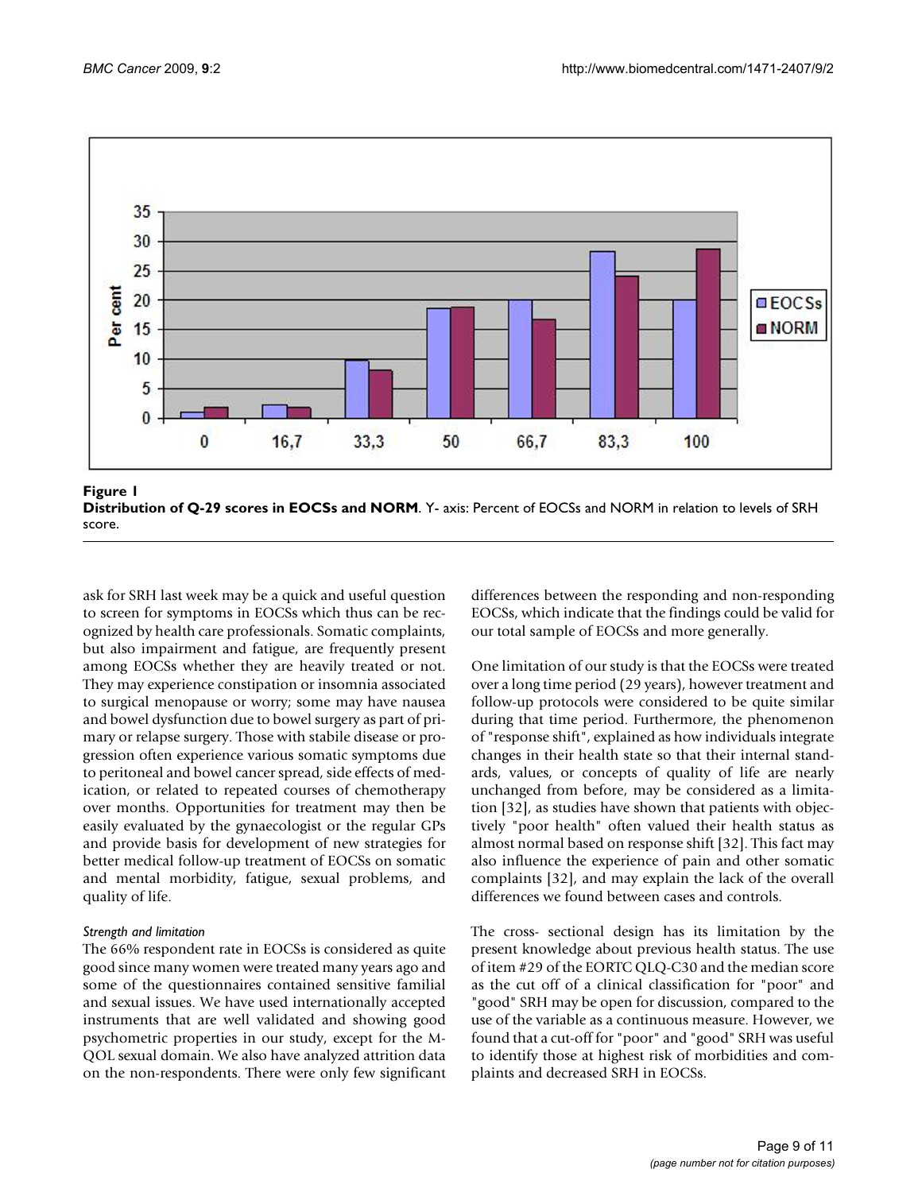**Figure 1**
**Distribution of Q-29 scores in EOCSs and NORM**. Y- axis: Percent of EOCSs and NORM in relation to levels of SRH score.

ask for SRH last week may be a quick and useful question to screen for symptoms in EOCSs which thus can be recognized by health care professionals. Somatic complaints, but also impairment and fatigue, are frequently present among EOCSs whether they are heavily treated or not. They may experience constipation or insomnia associated to surgical menopause or worry; some may have nausea and bowel dysfunction due to bowel surgery as part of primary or relapse surgery. Those with stabile disease or progression often experience various somatic symptoms due to peritoneal and bowel cancer spread, side effects of medication, or related to repeated courses of chemotherapy over months. Opportunities for treatment may then be easily evaluated by the gynaecologist or the regular GPs and provide basis for development of new strategies for better medical follow-up treatment of EOCSs on somatic and mental morbidity, fatigue, sexual problems, and quality of life.

*Strength and limitation*

The 66% respondent rate in EOCSs is considered as quite good since many women were treated many years ago and some of the questionnaires contained sensitive familial and sexual issues. We have used internationally accepted instruments that are well validated and showing good psychometric properties in our study, except for the M-QOL sexual domain. We also have analyzed attrition data on the non-respondents. There were only few significant differences between the responding and non-responding EOCSs, which indicate that the findings could be valid for our total sample of EOCSs and more generally.

One limitation of our study is that the EOCSs were treated over a long time period (29 years), however treatment and follow-up protocols were considered to be quite similar during that time period. Furthermore, the phenomenon of "response shift", explained as how individuals integrate changes in their health state so that their internal standards, values, or concepts of quality of life are nearly unchanged from before, may be considered as a limitation [32], as studies have shown that patients with objectively "poor health" often valued their health status as almost normal based on response shift [32]. This fact may also influence the experience of pain and other somatic complaints [32], and may explain the lack of the overall differences we found between cases and controls.

The cross- sectional design has its limitation by the present knowledge about previous health status. The use of item #29 of the EORTC QLQ-C30 and the median score as the cut off of a clinical classification for "poor" and "good" SRH may be open for discussion, compared to the use of the variable as a continuous measure. However, we found that a cut-off for "poor" and "good" SRH was useful to identify those at highest risk of morbidities and complaints and decreased SRH in EOCSs.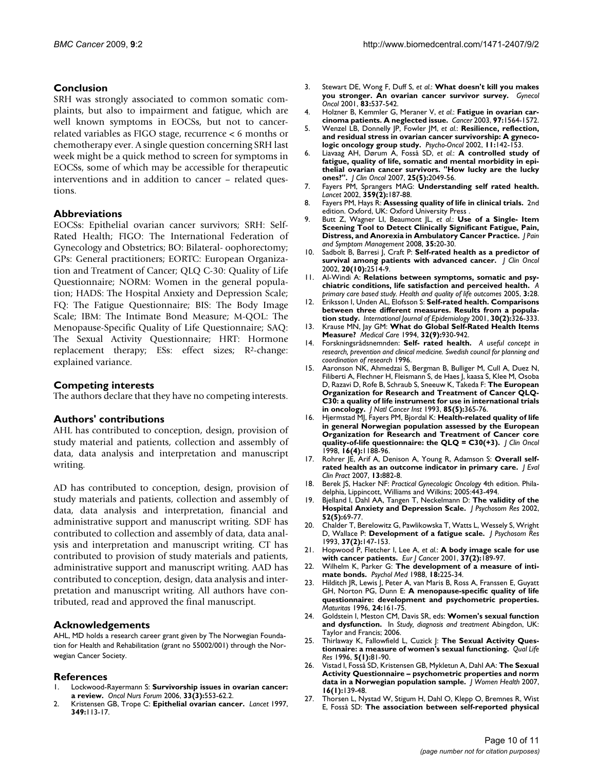## Conclusion

SRH was strongly associated to common somatic complaints, but also to impairment and fatigue, which are well known symptoms in EOCSs, but not to cancer-related variables as FIGO stage, recurrence < 6 months or chemotherapy ever. A single question concerning SRH last week might be a quick method to screen for symptoms in EOCSs, some of which may be accessible for therapeutic interventions and in addition to cancer – related questions.

## Abbreviations

EOCSs: Epithelial ovarian cancer survivors; SRH: Self-Rated Health; FIGO: The International Federation of Gynecology and Obstetrics; BO: Bilateral- oophorectomy; GPs: General practitioners; EORTC: European Organization and Treatment of Cancer; QLQ C-30: Quality of Life Questionnaire; NORM: Women in the general population; HADS: The Hospital Anxiety and Depression Scale; FQ: The Fatigue Questionnaire; BIS: The Body Image Scale; IBM: The Intimate Bond Measure; M-QOL: The Menopause-Specific Quality of Life Questionnaire; SAQ: The Sexual Activity Questionnaire; HRT: Hormone replacement therapy; ESs: effect sizes; $R^2$-change: explained variance.

## Competing interests

The authors declare that they have no competing interests.

## Authors' contributions

AHL has contributed to conception, design, provision of study material and patients, collection and assembly of data, data analysis and interpretation and manuscript writing.

AD has contributed to conception, design, provision of study materials and patients, collection and assembly of data, data analysis and interpretation, financial and administrative support and manuscript writing. SDF has contributed to collection and assembly of data, data analysis and interpretation and manuscript writing. CT has contributed to provision of study materials and patients, administrative support and manuscript writing. AAD has contributed to conception, design, data analysis and interpretation and manuscript writing. All authors have contributed, read and approved the final manuscript.

## Acknowledgements

AHL, MD holds a research career grant given by The Norwegian Foundation for Health and Rehabilitation (grant no 55002/001) through the Norwegian Cancer Society.

## References

1. Lockwood-Rayermann S: **Survivorship issues in ovarian cancer: a review.** *Oncol Nurs Forum* 2006, **33(3)**:553-62.2.
2. Kristensen GB, Trope C: **Epithelial ovarian cancer.** *Lancet* 1997, **349**:113-17.
3. Stewart DE, Wong F, Duff S, *et al.*: **What doesn't kill you makes you stronger. An ovarian cancer survivor survey.** *Gynecol Oncol* 2001, **83**:537-542.
4. Holzner B, Kemmler G, Meraner V, *et al.*: **Fatigue in ovarian carcinoma patients. A neglected issue.** *Cancer* 2003, **97**:1564-1572.
5. Wenzel LB, Donnelly JP, Fowler JM, *et al.*: **Resilience, reflection, and residual stress in ovarian cancer survivorship: A gynecologic oncology group study.** *Psycho-Oncol* 2002, **11**:142-153.
6. Liavaag AH, Dørum A, Fosså SD, *et al.*: **A controlled study of fatigue, quality of life, somatic and mental morbidity in epithelial ovarian cancer survivors. "How lucky are the lucky ones?".** *J Clin Oncol* 2007, **25(5)**:2049-56.
7. Fayers PM, Sprangers MAG: **Understanding self rated health.** *Lancet* 2002, **359(2)**:187-88.
8. Fayers PM, Hays R: **Assessing quality of life in clinical trials.** 2nd edition. Oxford, UK: Oxford University Press .
9. Butt Z, Wagner LI, Beaumont JL, *et al.*: **Use of a Single- Item Sceening Tool to Detect Clinically Significant Fatigue, Pain, Distress, and Anorexia in Ambulatory Cancer Practice.** *J Pain and Symptom Management* 2008, **35**:20-30.
10. Sadbolt B, Barresi J, Craft P: **Self-rated health as a predictor of survival among patients with advanced cancer.** *J Clin Oncol* 2002, **20(10)**:2514-9.
11. Al-Windi A: **Relations between symptoms, somatic and psychiatric conditions, life satisfaction and perceived health.** *A primary care based study. Health and quality of life outcomes* 2005, **3**:28.
12. Eriksson I, Unden AL, Elofsson S: **Self-rated health. Comparisons between three different measures. Results from a population study.** *International Journal of Epidemiology* 2001, **30(2)**:326-333.
13. Krause MN, Jay GM: **What do Global Self-Rated Health Items Measure?** *Medical Care* 1994, **32(9)**:930-942.
14. Forskningsrådsnemnden: **Self- rated health.** *A useful concept in research, prevention and clinical medicine. Swedish council for planning and coordination of research* 1996.
15. Aaronson NK, Ahmedzai S, Bergman B, Bulliger M, Cull A, Duez N, Filiberti A, Flechner H, Fleismann S, de Haes J, kaasa S, Klee M, Osoba D, Razavi D, Rofe B, Schraub S, Sneeuw K, Takeda F: **The European Organization for Research and Treatment of Cancer QLQ-C30: a quality of life instrument for use in international trials in oncology.** *J Natl Cancer Inst* 1993, **85(5)**:365-76.
16. Hjermstad MJ, Fayers PM, Bjordal K: **Health-related quality of life in general Norwegian population assessed by the European Organization for Research and Treatment of Cancer core quality-of-life questionnaire: the QLQ = C30(+3).** *J Clin Oncol* 1998, **16(4)**:1188-96.
17. Rohrer JE, Arif A, Denison A, Young R, Adamson S: **Overall self-rated health as an outcome indicator in primary care.** *J Eval Clin Pract* 2007, **13**:882-8.
18. Berek JS, Hacker NF: *Practical Gynecologic Oncology* 4th edition. Philadelphia, Lippincott, Williams and Wilkins; 2005:443-494.
19. Bjelland I, Dahl AA, Tangen T, Neckelmann D: **The validity of the Hospital Anxiety and Depression Scale.** *J Psychosom Res* 2002, **52(5)**:69-77.
20. Chalder T, Berelowitz G, Pawlikowska T, Watts L, Wessely S, Wright D, Wallace P: **Development of a fatigue scale.** *J Psychosom Res* 1993, **37(2)**:147-153.
21. Hopwood P, Fletcher I, Lee A, *et al.*: **A body image scale for use with cancer patients.** *Eur J Cancer* 2001, **37(2)**:189-97.
22. Wilhelm K, Parker G: **The development of a measure of intimate bonds.** *Psychol Med* 1988, **18**:225-34.
23. Hilditch JR, Lewis J, Peter A, van Maris B, Ross A, Franssen E, Guyatt GH, Norton PG, Dunn E: **A menopause-specific quality of life questionnaire: development and psychometric properties.** *Maturitas* 1996, **24**:161-75.
24. Goldstein I, Meston CM, Davis SR, eds: **Women's sexual function and dysfunction.** In *Study, diagnosis and treatment* Abingdon, UK: Taylor and Francis; 2006.
25. Thirlaway K, Fallowfield L, Cuzick J: **The Sexual Activity Questionnaire: a measure of women's sexual functioning.** *Qual Life Res* 1996, **5(1)**:81-90.
26. Vistad I, Fosså SD, Kristensen GB, Mykletun A, Dahl AA: **The Sexual Activity Questionnaire – psychometric properties and norm data in a Norwegian population sample.** *J Women Health* 2007, **16(1)**:139-48.
27. Thorsen L, Nystad W, Stigum H, Dahl O, Klepp O, Bremnes R, Wist E, Fosså SD: **The association between self-reported physical**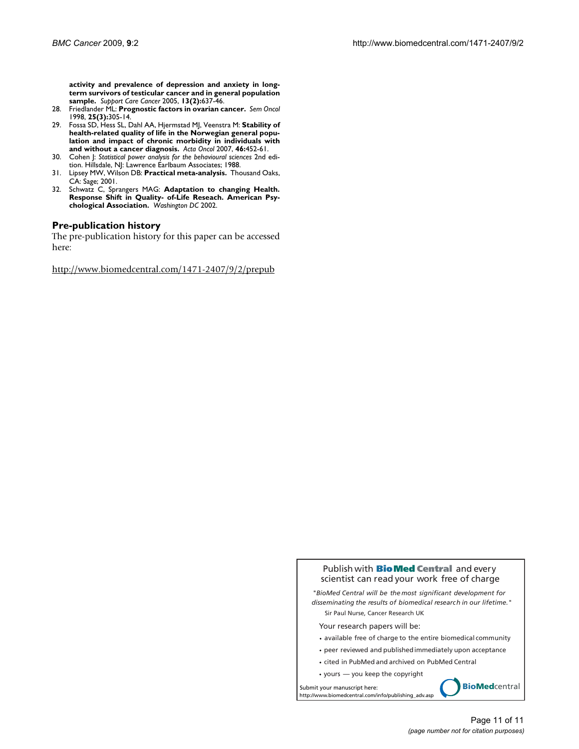**activity and prevalence of depression and anxiety in long-term survivors of testicular cancer and in general population sample.** *Support Care Cancer* 2005, **13(2):**637-46.

28. Friedlander ML: **Prognostic factors in ovarian cancer.** *Sem Oncol* 1998, **25(3):**305-14.
29. Fossa SD, Hess SL, Dahl AA, Hjermstad MJ, Veenstra M: **Stability of health-related quality of life in the Norwegian general population and impact of chronic morbidity in individuals with and without a cancer diagnosis.** *Acta Oncol* 2007, **46:**452-61.
30. Cohen J: *Statistical power analysis for the behavioural sciences* 2nd edition. Hillsdale, NJ: Lawrence Earlbaum Associates; 1988.
31. Lipsey MW, Wilson DB: **Practical meta-analysis.** Thousand Oaks, CA: Sage; 2001.
32. Schwatz C, Sprangers MAG: **Adaptation to changing Health. Response Shift in Quality- of-Life Reseach. American Psychological Association.** *Washington DC* 2002.

## Pre-publication history

The pre-publication history for this paper can be accessed here:

http://www.biomedcentral.com/1471-2407/9/2/prepub

Publish with **BioMed Central** and every scientist can read your work free of charge

*"BioMed Central will be the most significant development for disseminating the results of biomedical research in our lifetime."*
Sir Paul Nurse, Cancer Research UK

Your research papers will be:

- available free of charge to the entire biomedical community
- peer reviewed and published immediately upon acceptance
- cited in PubMed and archived on PubMed Central
- yours — you keep the copyright

Submit your manuscript here:
http://www.biomedcentral.com/info/publishing_adv.asp

BioMedcentral